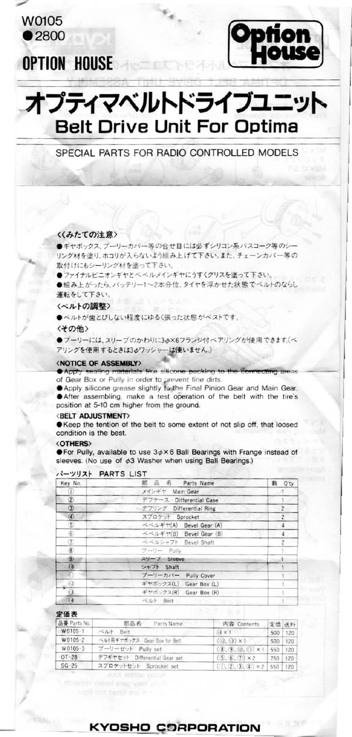W0105
●2800

OPTION HOUSE

Option House

# オプティマベルトドライブユニット
# Belt Drive Unit For Optima

SPECIAL PARTS FOR RADIO CONTROLLED MODELS

### 〈くみたての注意〉

●ギヤボックス、プーリーカバー等の合せ目には必ずシリコン系バスコーク等のシーリング材を塗り、ホコリが入らないよう組み上げて下さい。また、チェーンカバー等の取付けにもシーリング材を塗って下さい。
●ファイナルピニオンギヤとベベルメインギヤにうすくグリスを塗って下さい。
●組み上がったら、バッテリー1～2本分位、タイヤを浮かせた状態でベルトのならし運転をして下さい。

### 〈ベルトの調整〉

●ベルトが歯とびしない程度にゆるく張った状態がベストです。

### 〈その他〉

●プーリーには、スリーブのかわりに3φ×6フランジ付ベアリングが使用できます。(ベアリングを使用するときは3φワッシャーは使いません。)

### 〈NOTICE OF ASSEMBLY〉

● Apply sealing materials like silicone packing to the connecting areas of Gear Box or Pully in order to prevent fine dirts.
● Apply silicone grease slightly to the Final Pinion Gear and Main Gear.
● After assembling, make a test operation of the belt with the tire's position at 5-10 cm higher from the ground.

### 〈BELT ADJUSTMENT〉

● Keep the tention of the belt to some extent of not slip off, that loosed condition is the best.

### 〈OTHERS〉

● For Pully, available to use 3φ×6 Ball Bearings with Frange instead of sleeves. (No use of φ3 Washer when using Ball Bearings.)

### パーツリスト PARTS LIST

| Key No. | 部 品 名 Parts Name | 数 Q'ty |
|---|---|---|
| ① | メインギヤ Main Gear | 1 |
| ② | デフケース Differential Case | 1 |
| ③ | デフリング Differential Ring | 2 |
| ④ | スプロケット Sprocket | 2 |
| ⑤ | ベベルギヤ(A) Bevel Gear (A) | 4 |
| ⑥ | ベベルギヤ(B) Bevel Gear (B) | 4 |
| ⑦ | ベベルシャフト Bevel Shaft | 2 |
| ⑧ | プーリー Pully | 1 |
| ⑨ | スリーブ Sleeve | 1 |
| ⑩ | シャフト Shaft | 1 |
| ⑪ | プーリーカバー Pully Cover | 1 |
| ⑫ | ギヤボックス(L) Gear Box (L) | 1 |
| ⑬ | ギヤボックス(R) Gear Box (R) | 1 |
| ⑭ | ベルト Belt | 1 |

### 定価表

| 品番 Parts No. | 部品名 Parts Name | 内容 Contents | 定価 | 送料 |
|---|---|---|---|---|
| W0105-1 | ベルト Belt | ⑭×1 | 500 | 120 |
| W0105-2 | ベルト用ギヤボックス Gear Box for Belt | (⑫、⑬)×1 | 500 | 120 |
| W0105-3 | プーリーセット Pully set | (⑧、⑨、⑩、⑪)×1 | 550 | 120 |
| OT-28 | デフギヤセット Differential Gear set | (⑤、⑥、⑦)×2 | 750 | 120 |
| SG-25 | スプロケットセット Sprocket set | (①、②、③、④)×2 | 550 | 120 |

KYOSHO CORPORATION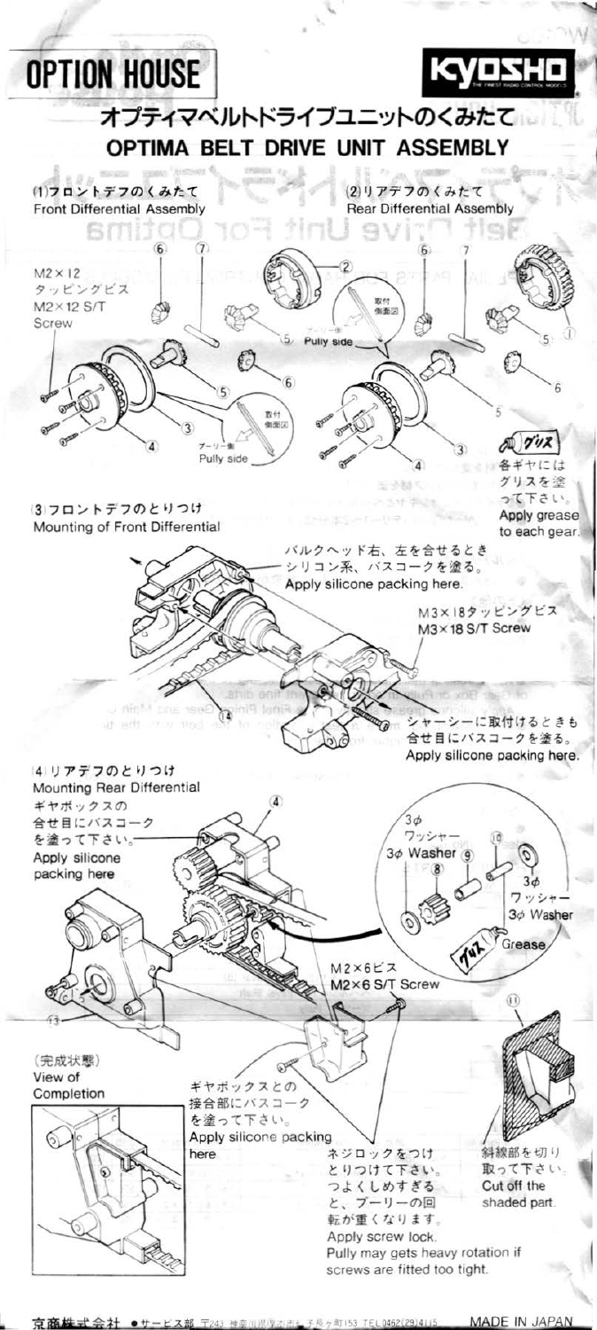**OPTION HOUSE**

**KYOSHO**

# オプティマベルトドライブユニットのくみたて
# OPTIMA BELT DRIVE UNIT ASSEMBLY

## (1)フロントデフのくみたて
## Front Differential Assembly

M2×12
タッピングビス
M2×12 S/T
Screw

取付
側面図

プーリー側
Pully side

## (2)リアデフのくみたて
## Rear Differential Assembly

取付
側面図

プーリー側
Pully side

グリス

各ギヤには
グリスを塗
って下さい。
Apply grease
to each gear.

## (3)フロントデフのとりつけ
## Mounting of Front Differential

バルクヘッド右、左を合せるとき
シリコン系、バスコークを塗る。
Apply silicone packing here.

M3×18タッピングビス
M3×18 S/T Screw

シャーシーに取付けるときも
合せ目にバスコークを塗る。
Apply silicone packing here.

## (4)リアデフのとりつけ
## Mounting Rear Differential

ギヤボックスの
合せ目にバスコーク
を塗って下さい。
Apply silicone
packing here

3φ
ワッシャー
3φ Washer

3φ
ワッシャー
3φ Washer

グリス
Grease

M2×6ビス
M2×6 S/T Screw

(完成状態)
View of
Completion

ギヤボックスとの
接合部にバスコーク
を塗って下さい。
Apply silicone packing
here

ネジロックをつけ
とりつけて下さい。
つよくしめすぎる
と、プーリーの回
転が重くなります。
Apply screw lock.
Pully may gets heavy rotation if
screws are fitted too tight.

斜線部を切り
取って下さい。
Cut off the
shaded part.

京商株式会社 ●サービス部 〒243 神奈川県厚木市 TEL 0462(29)4115

MADE IN JAPAN